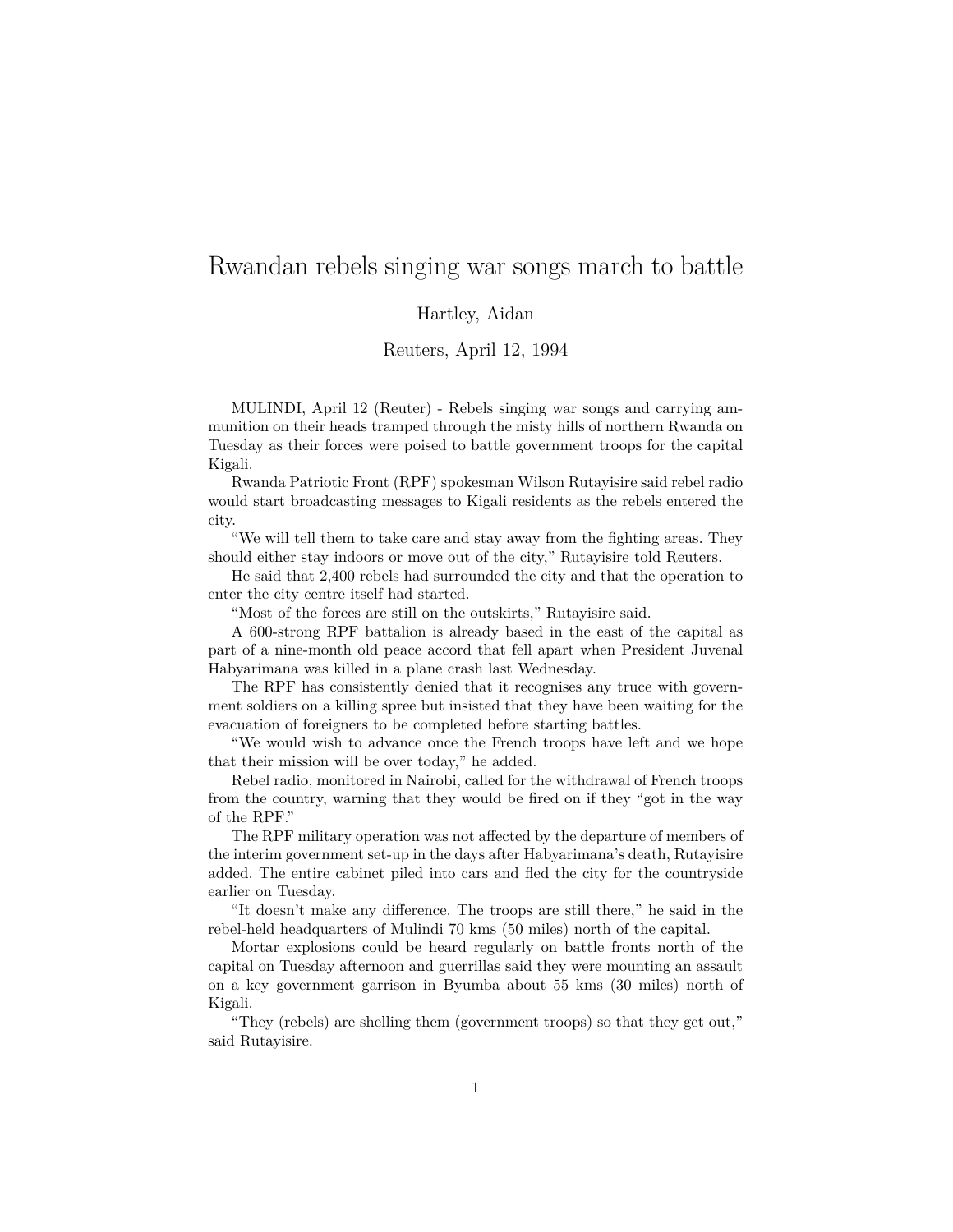# Rwandan rebels singing war songs march to battle

Hartley, Aidan

Reuters, April 12, 1994

MULINDI, April 12 (Reuter) - Rebels singing war songs and carrying ammunition on their heads tramped through the misty hills of northern Rwanda on Tuesday as their forces were poised to battle government troops for the capital Kigali.

Rwanda Patriotic Front (RPF) spokesman Wilson Rutayisire said rebel radio would start broadcasting messages to Kigali residents as the rebels entered the city.

"We will tell them to take care and stay away from the fighting areas. They should either stay indoors or move out of the city," Rutayisire told Reuters.

He said that 2,400 rebels had surrounded the city and that the operation to enter the city centre itself had started.

"Most of the forces are still on the outskirts," Rutayisire said.

A 600-strong RPF battalion is already based in the east of the capital as part of a nine-month old peace accord that fell apart when President Juvenal Habyarimana was killed in a plane crash last Wednesday.

The RPF has consistently denied that it recognises any truce with government soldiers on a killing spree but insisted that they have been waiting for the evacuation of foreigners to be completed before starting battles.

"We would wish to advance once the French troops have left and we hope that their mission will be over today," he added.

Rebel radio, monitored in Nairobi, called for the withdrawal of French troops from the country, warning that they would be fired on if they "got in the way of the RPF."

The RPF military operation was not affected by the departure of members of the interim government set-up in the days after Habyarimana's death, Rutayisire added. The entire cabinet piled into cars and fled the city for the countryside earlier on Tuesday.

"It doesn't make any difference. The troops are still there," he said in the rebel-held headquarters of Mulindi 70 kms (50 miles) north of the capital.

Mortar explosions could be heard regularly on battle fronts north of the capital on Tuesday afternoon and guerrillas said they were mounting an assault on a key government garrison in Byumba about 55 kms (30 miles) north of Kigali.

"They (rebels) are shelling them (government troops) so that they get out," said Rutayisire.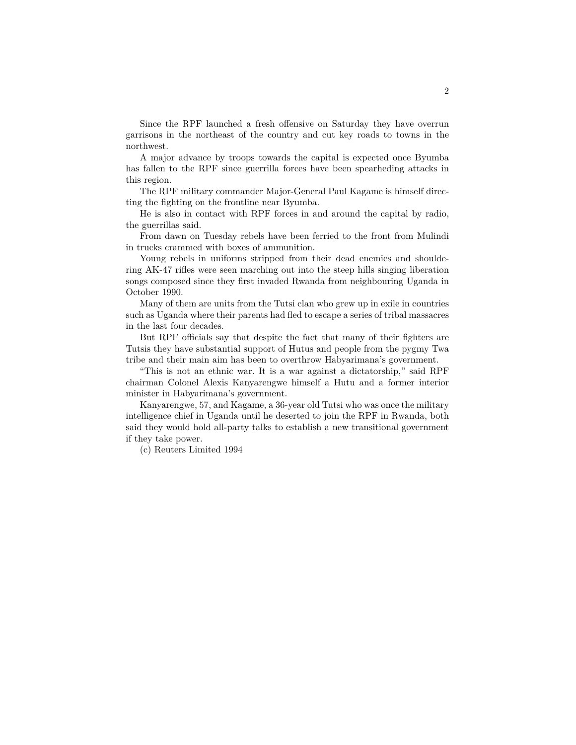Since the RPF launched a fresh offensive on Saturday they have overrun garrisons in the northeast of the country and cut key roads to towns in the northwest.

A major advance by troops towards the capital is expected once Byumba has fallen to the RPF since guerrilla forces have been spearheding attacks in this region.

The RPF military commander Major-General Paul Kagame is himself directing the fighting on the frontline near Byumba.

He is also in contact with RPF forces in and around the capital by radio, the guerrillas said.

From dawn on Tuesday rebels have been ferried to the front from Mulindi in trucks crammed with boxes of ammunition.

Young rebels in uniforms stripped from their dead enemies and shouldering AK-47 rifles were seen marching out into the steep hills singing liberation songs composed since they first invaded Rwanda from neighbouring Uganda in October 1990.

Many of them are units from the Tutsi clan who grew up in exile in countries such as Uganda where their parents had fled to escape a series of tribal massacres in the last four decades.

But RPF officials say that despite the fact that many of their fighters are Tutsis they have substantial support of Hutus and people from the pygmy Twa tribe and their main aim has been to overthrow Habyarimana's government.

"This is not an ethnic war. It is a war against a dictatorship," said RPF chairman Colonel Alexis Kanyarengwe himself a Hutu and a former interior minister in Habyarimana's government.

Kanyarengwe, 57, and Kagame, a 36-year old Tutsi who was once the military intelligence chief in Uganda until he deserted to join the RPF in Rwanda, both said they would hold all-party talks to establish a new transitional government if they take power.

(c) Reuters Limited 1994